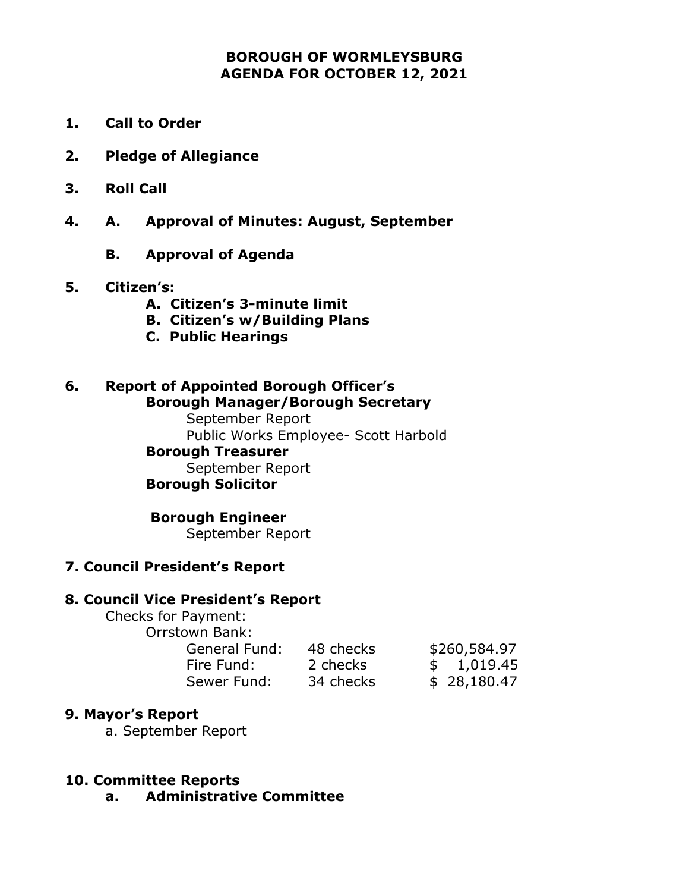# BOROUGH OF WORMLEYSBURG
# AGENDA FOR OCTOBER 12, 2021

**1. Call to Order**

**2. Pledge of Allegiance**

**3. Roll Call**

**4. A. Approval of Minutes: August, September**

**B. Approval of Agenda**

**5. Citizen's:**

- **A. Citizen's 3-minute limit**
- **B. Citizen's w/Building Plans**
- **C. Public Hearings**

**6. Report of Appointed Borough Officer's**

**Borough Manager/Borough Secretary**

September Report

Public Works Employee- Scott Harbold

**Borough Treasurer**

September Report

**Borough Solicitor**

**Borough Engineer**

September Report

**7. Council President's Report**

**8. Council Vice President's Report**

Checks for Payment:

Orrstown Bank:

| | | |
|---|---|---|
| General Fund: | 48 checks | $260,584.97 |
| Fire Fund: | 2 checks | $ 1,019.45 |
| Sewer Fund: | 34 checks | $ 28,180.47 |

**9. Mayor's Report**

a. September Report

**10. Committee Reports**

**a. Administrative Committee**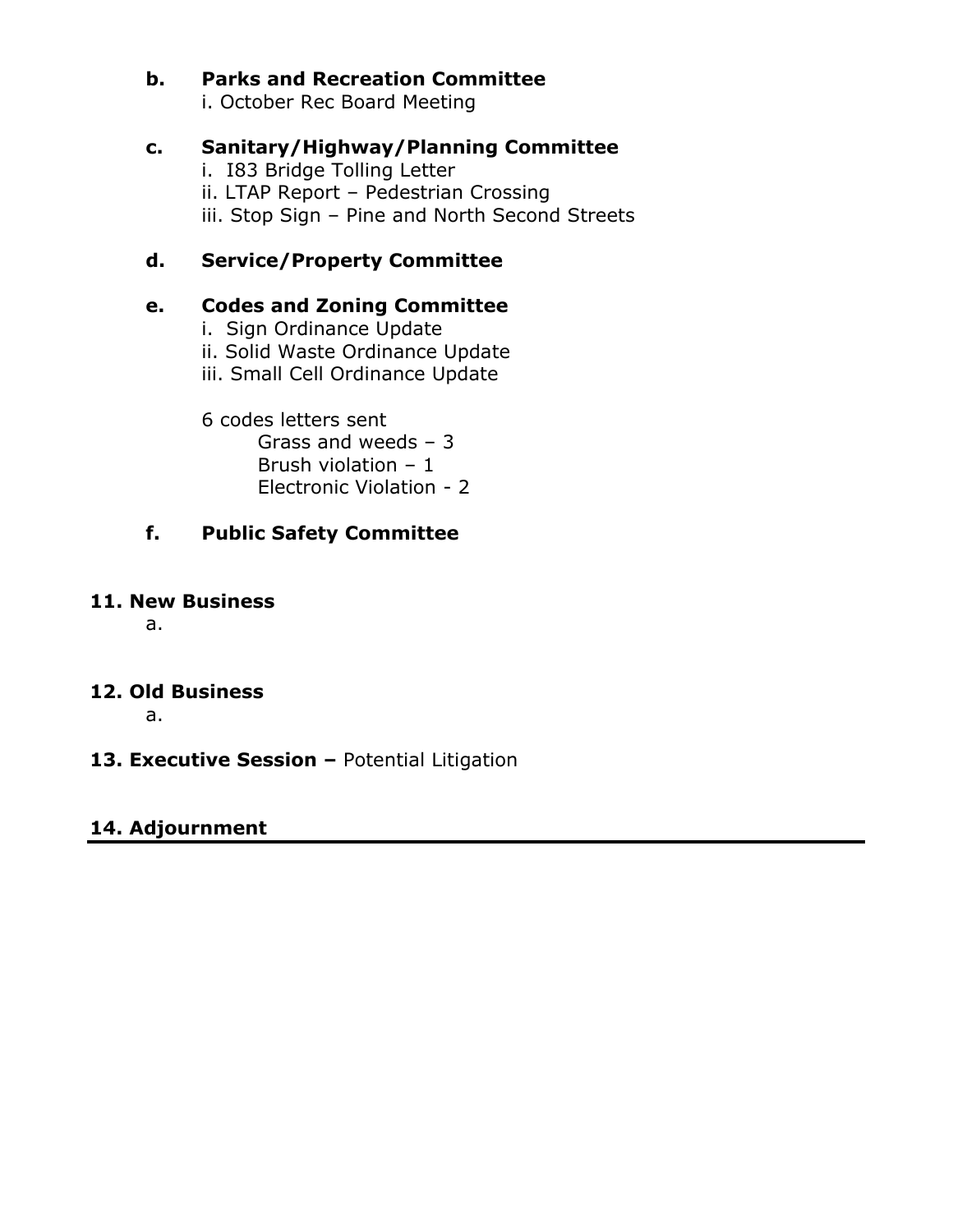**b. Parks and Recreation Committee**

i. October Rec Board Meeting

**c. Sanitary/Highway/Planning Committee**

i. I83 Bridge Tolling Letter
ii. LTAP Report – Pedestrian Crossing
iii. Stop Sign – Pine and North Second Streets

**d. Service/Property Committee**

**e. Codes and Zoning Committee**

i. Sign Ordinance Update
ii. Solid Waste Ordinance Update
iii. Small Cell Ordinance Update

6 codes letters sent
Grass and weeds – 3
Brush violation – 1
Electronic Violation - 2

**f. Public Safety Committee**

**11. New Business**

a.

**12. Old Business**

a.

**13. Executive Session –** Potential Litigation

**14. Adjournment**